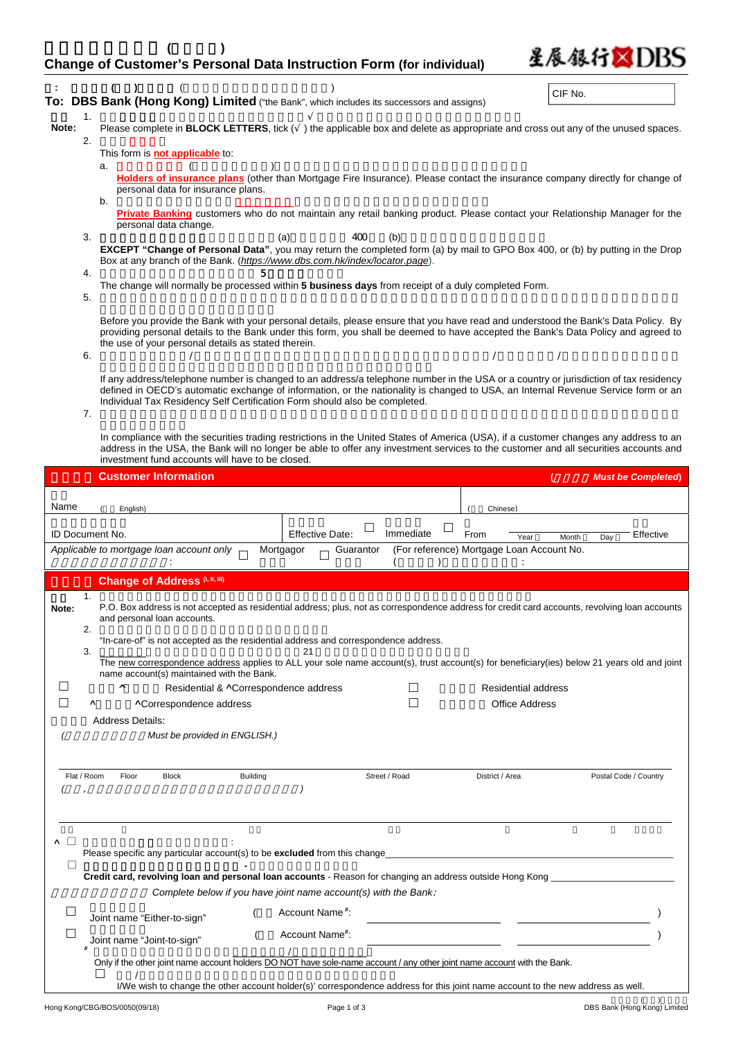# Change of Customer's Personal Data Instruction Form (for individual)

**To: DBS Bank (Hong Kong) Limited** ("the Bank", which includes its successors and assigns)

CIF No.

**Note:**

1. Please complete in **BLOCK LETTERS**, tick (√ ) the applicable box and delete as appropriate and cross out any of the unused spaces.
2. This form is **not applicable** to:
   a. **Holders of insurance plans** (other than Mortgage Fire Insurance). Please contact the insurance company directly for change of personal data for insurance plans.
   b. **Private Banking** customers who do not maintain any retail banking product. Please contact your Relationship Manager for the personal data change.
3. **EXCEPT "Change of Personal Data"**, you may return the completed form (a) by mail to GPO Box 400, or (b) by putting in the Drop Box at any branch of the Bank. (*https://www.dbs.com.hk/index/locator.page*).
4. The change will normally be processed within **5 business days** from receipt of a duly completed Form.
5. Before you provide the Bank with your personal details, please ensure that you have read and understood the Bank's Data Policy. By providing personal details to the Bank under this form, you shall be deemed to have accepted the Bank's Data Policy and agreed to the use of your personal details as stated therein.
6. If any address/telephone number is changed to an address/a telephone number in the USA or a country or jurisdiction of tax residency defined in OECD's automatic exchange of information, or the nationality is changed to USA, an Internal Revenue Service form or an Individual Tax Residency Self Certification Form should also be completed.
7. In compliance with the securities trading restrictions in the United States of America (USA), if a customer changes any address to an address in the USA, the Bank will no longer be able to offer any investment services to the customer and all securities accounts and investment fund accounts will have to be closed.

## Customer Information (*Must be Completed*)

Name (English) ______ (Chinese) ______

ID Document No. ______ Effective Date: ☐ Immediate ☐ From ___ Year ___ Month ___ Day Effective

*Applicable to mortgage loan account only*: ☐ Mortgagor ☐ Guarantor (For reference) Mortgage Loan Account No.: ______

## Change of Address [I, II, III]

**Note:**

1. P.O. Box address is not accepted as residential address; plus, not as correspondence address for credit card accounts, revolving loan accounts and personal loan accounts.
2. "In-care-of" is not accepted as the residential address and correspondence address.
3. The new correspondence address applies to ALL your sole name account(s), trust account(s) for beneficiary(ies) below 21 years old and joint name account(s) maintained with the Bank.

☐ Residential & ^Correspondence address ☐ Residential address

☐ ^Correspondence address ☐ Office Address

Address Details:
(*Must be provided in ENGLISH.*)

| Flat / Room | Floor | Block | Building | Street / Road | District / Area | Postal Code / Country |
|---|---|---|---|---|---|---|
| | | | | | | |

^ ☐ Please specific any particular account(s) to be **excluded** from this change ______

☐ **Credit card, revolving loan and personal loan accounts** - Reason for changing an address outside Hong Kong ______

*Complete below if you have joint name account(s) with the Bank:*

☐ Joint name "Either-to-sign" (Account Name[#]: ______ ______ )

☐ Joint name "Joint-to-sign" (Account Name[#]: ______ ______ )

[#] Only if the other joint name account holders DO NOT have sole-name account / any other joint name account with the Bank.

☐ I/We wish to change the other account holder(s)' correspondence address for this joint name account to the new address as well.

Hong Kong/CBG/BOS/0050(09/18) DBS Bank (Hong Kong) Limited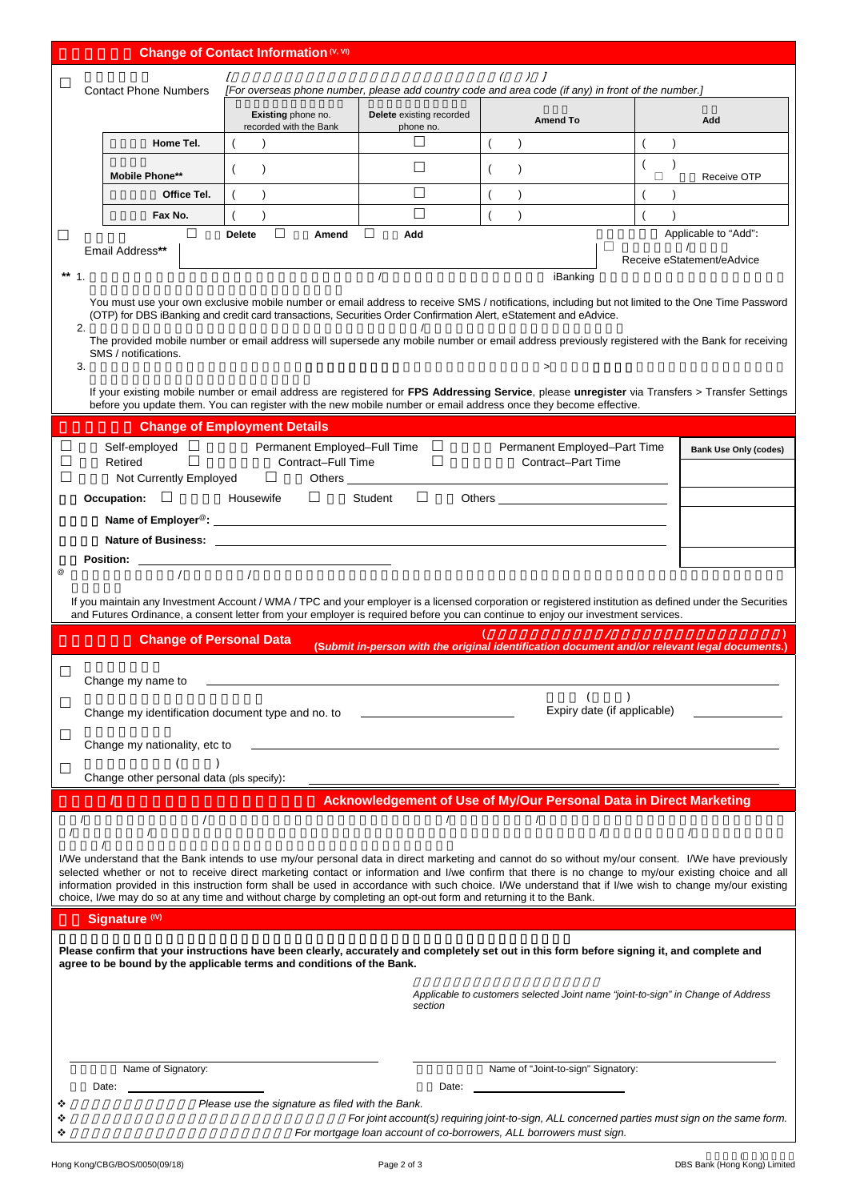## Change of Contact Information (V, VI)

☐ Contact Phone Numbers [For overseas phone number, please add country code and area code (if any) in front of the number.]

| | Existing phone no. recorded with the Bank | Delete existing recorded phone no. | Amend To | Add |
|---|---|---|---|---|
| Home Tel. | (    ) | ☐ | (    ) | (    ) |
| Mobile Phone** | (    ) | ☐ | (    ) | (    ) ☐ Receive OTP |
| Office Tel. | (    ) | ☐ | (    ) | (    ) |
| Fax No. | (    ) | ☐ | (    ) | (    ) |

☐ Email Address** ☐ Delete ☐ Amend ☐ Add — Applicable to "Add": ☐ Receive eStatement/eAdvice

** 1. You must use your own exclusive mobile number or email address to receive SMS / notifications, including but not limited to the One Time Password (OTP) for DBS iBanking and credit card transactions, Securities Order Confirmation Alert, eStatement and eAdvice.

2. The provided mobile number or email address will supersede any mobile number or email address previously registered with the Bank for receiving SMS / notifications.

3. If your existing mobile number or email address are registered for **FPS Addressing Service**, please **unregister** via Transfers > Transfer Settings before you update them. You can register with the new mobile number or email address once they become effective.

## Change of Employment Details

☐ Self-employed ☐ Permanent Employed–Full Time ☐ Permanent Employed–Part Time
☐ Retired ☐ Contract–Full Time ☐ Contract–Part Time
☐ Not Currently Employed ☐ Others ______

**Occupation:** ☐ Housewife ☐ Student ☐ Others ______

**Name of Employer@:** ______

**Nature of Business:** ______

**Position:** ______

Bank Use Only (codes)

@ If you maintain any Investment Account / WMA / TPC and your employer is a licensed corporation or registered institution as defined under the Securities and Futures Ordinance, a consent letter from your employer is required before you can continue to enjoy our investment services.

## Change of Personal Data

**(Submit in-person with the original identification document and/or relevant legal documents.)**

☐ Change my name to ______

☐ Change my identification document type and no. to ______ Expiry date (if applicable) ______

☐ Change my nationality, etc to ______

☐ Change other personal data (pls specify): ______

## Acknowledgement of Use of My/Our Personal Data in Direct Marketing

I/We understand that the Bank intends to use my/our personal data in direct marketing and cannot do so without my/our consent. I/We have previously selected whether or not to receive direct marketing contact or information and I/we confirm that there is no change to my/our existing choice and all information provided in this instruction form shall be used in accordance with such choice. I/We understand that if I/we wish to change my/our existing choice, I/we may do so at any time and without charge by completing an opt-out form and returning it to the Bank.

## Signature (IV)

**Please confirm that your instructions have been clearly, accurately and completely set out in this form before signing it, and complete and agree to be bound by the applicable terms and conditions of the Bank.**

*Applicable to customers selected Joint name "joint-to-sign" in Change of Address section*

Name of Signatory: ______ Name of "Joint-to-sign" Signatory: ______

Date: ______ Date: ______

❖ *Please use the signature as filed with the Bank.*
❖ *For joint account(s) requiring joint-to-sign, ALL concerned parties must sign on the same form.*
❖ *For mortgage loan account of co-borrowers, ALL borrowers must sign.*

Hong Kong/CBG/BOS/0050(09/18) DBS Bank (Hong Kong) Limited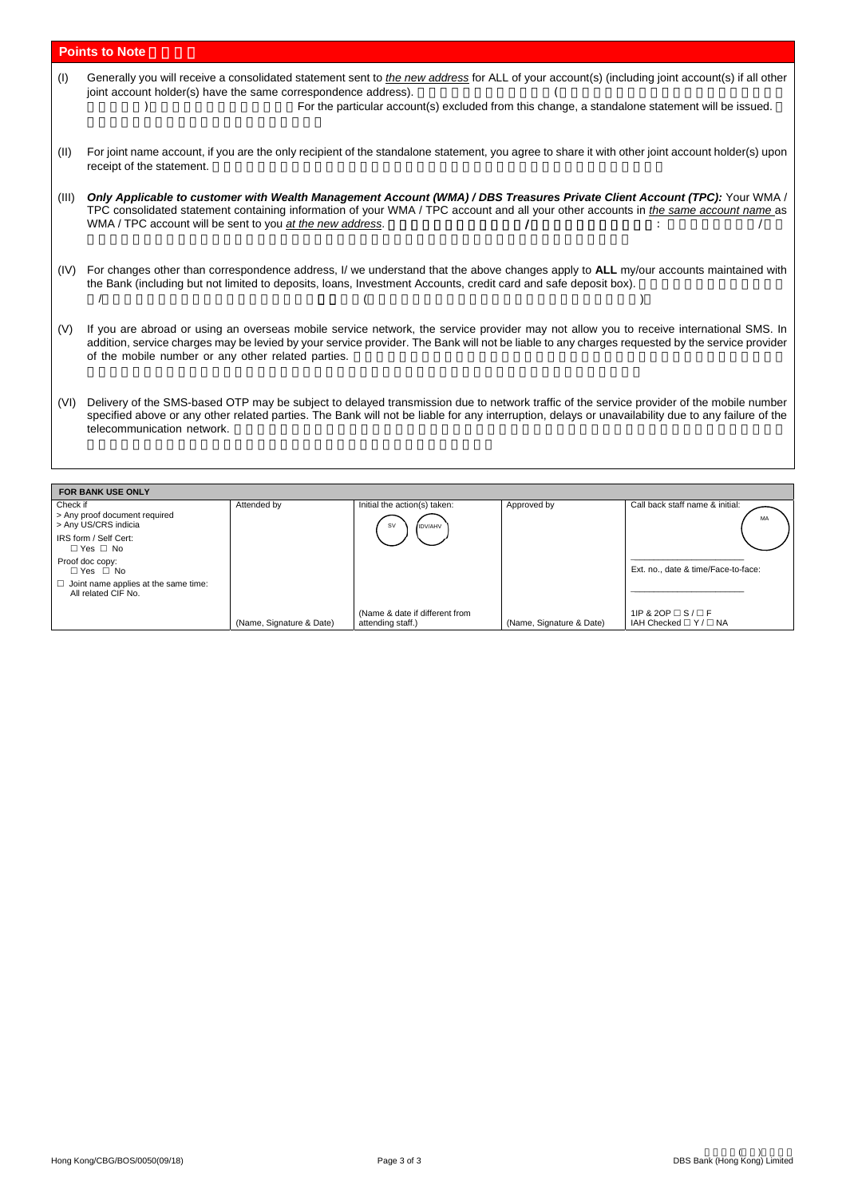## Points to Note

(I) Generally you will receive a consolidated statement sent to *the new address* for ALL of your account(s) (including joint account(s) if all other joint account holder(s) have the same correspondence address). For the particular account(s) excluded from this change, a standalone statement will be issued.

(II) For joint name account, if you are the only recipient of the standalone statement, you agree to share it with other joint account holder(s) upon receipt of the statement.

(III) ***Only Applicable to customer with Wealth Management Account (WMA) / DBS Treasures Private Client Account (TPC):*** Your WMA / TPC consolidated statement containing information of your WMA / TPC account and all your other accounts in *the same account name* as WMA / TPC account will be sent to you *at the new address*.

(IV) For changes other than correspondence address, I/ we understand that the above changes apply to **ALL** my/our accounts maintained with the Bank (including but not limited to deposits, loans, Investment Accounts, credit card and safe deposit box).

(V) If you are abroad or using an overseas mobile service network, the service provider may not allow you to receive international SMS. In addition, service charges may be levied by your service provider. The Bank will not be liable to any charges requested by the service provider of the mobile number or any other related parties.

(VI) Delivery of the SMS-based OTP may be subject to delayed transmission due to network traffic of the service provider of the mobile number specified above or any other related parties. The Bank will not be liable for any interruption, delays or unavailability due to any failure of the telecommunication network.

**FOR BANK USE ONLY**

| | | | | |
|---|---|---|---|---|
| Check if<br>> Any proof document required<br>> Any US/CRS indicia<br>IRS form / Self Cert:<br>☐ Yes ☐ No<br>Proof doc copy:<br>☐ Yes ☐ No<br>☐ Joint name applies at the same time:<br>All related CIF No. | Attended by<br><br>(Name, Signature & Date) | Initial the action(s) taken:<br>SV IDV/AHV<br><br>(Name & date if different from attending staff.) | Approved by<br><br>(Name, Signature & Date) | Call back staff name & initial:<br>MA<br>\_\_\_\_\_\_\_\_\_\_\_\_\_\_\_\_<br>Ext. no., date & time/Face-to-face:<br>\_\_\_\_\_\_\_\_\_\_\_\_\_\_\_\_<br>1IP & 2OP ☐ S / ☐ F<br>IAH Checked ☐ Y / ☐ NA |